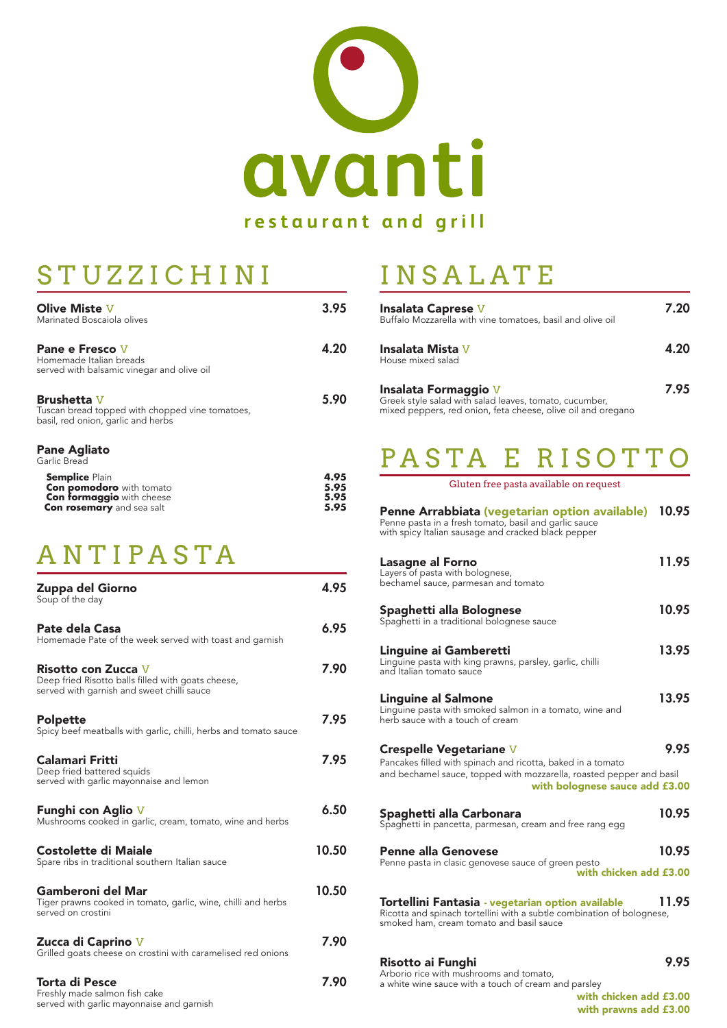# avanti

restaurant and grill

## STUZZICHINI

**Olive Miste** V — 3.95
Marinated Boscaiola olives

**Pane e Fresco** V — 4.20
Homemade Italian breads
served with balsamic vinegar and olive oil

**Brushetta** V — 5.90
Tuscan bread topped with chopped vine tomatoes,
basil, red onion, garlic and herbs

**Pane Agliato**
Garlic Bread

- **Semplice** Plain — 4.95
- **Con pomodoro** with tomato — 5.95
- **Con formaggio** with cheese — 5.95
- **Con rosemary** and sea salt — 5.95

## ANTIPASTA

**Zuppa del Giorno** — 4.95
Soup of the day

**Pate dela Casa** — 6.95
Homemade Pate of the week served with toast and garnish

**Risotto con Zucca** V — 7.90
Deep fried Risotto balls filled with goats cheese,
served with garnish and sweet chilli sauce

**Polpette** — 7.95
Spicy beef meatballs with garlic, chilli, herbs and tomato sauce

**Calamari Fritti** — 7.95
Deep fried battered squids
served with garlic mayonnaise and lemon

**Funghi con Aglio** V — 6.50
Mushrooms cooked in garlic, cream, tomato, wine and herbs

**Costolette di Maiale** — 10.50
Spare ribs in traditional southern Italian sauce

**Gamberoni del Mar** — 10.50
Tiger prawns cooked in tomato, garlic, wine, chilli and herbs
served on crostini

**Zucca di Caprino** V — 7.90
Grilled goats cheese on crostini with caramelised red onions

**Torta di Pesce** — 7.90
Freshly made salmon fish cake
served with garlic mayonnaise and garnish

## INSALATE

**Insalata Caprese** V — 7.20
Buffalo Mozzarella with vine tomatoes, basil and olive oil

**Insalata Mista** V — 4.20
House mixed salad

**Insalata Formaggio** V — 7.95
Greek style salad with salad leaves, tomato, cucumber,
mixed peppers, red onion, feta cheese, olive oil and oregano

## PASTA E RISOTTO

Gluten free pasta available on request

**Penne Arrabbiata** (vegetarian option available) — 10.95
Penne pasta in a fresh tomato, basil and garlic sauce
with spicy Italian sausage and cracked black pepper

**Lasagne al Forno** — 11.95
Layers of pasta with bolognese,
bechamel sauce, parmesan and tomato

**Spaghetti alla Bolognese** — 10.95
Spaghetti in a traditional bolognese sauce

**Linguine ai Gamberetti** — 13.95
Linguine pasta with king prawns, parsley, garlic, chilli
and Italian tomato sauce

**Linguine al Salmone** — 13.95
Linguine pasta with smoked salmon in a tomato, wine and
herb sauce with a touch of cream

**Crespelle Vegetariane** V — 9.95
Pancakes filled with spinach and ricotta, baked in a tomato
and bechamel sauce, topped with mozzarella, roasted pepper and basil
**with bolognese sauce add £3.00**

**Spaghetti alla Carbonara** — 10.95
Spaghetti in pancetta, parmesan, cream and free rang egg

**Penne alla Genovese** — 10.95
Penne pasta in clasic genovese sauce of green pesto
**with chicken add £3.00**

**Tortellini Fantasia** - vegetarian option available — 11.95
Ricotta and spinach tortellini with a subtle combination of bolognese,
smoked ham, cream tomato and basil sauce

**Risotto ai Funghi** — 9.95
Arborio rice with mushrooms and tomato,
a white wine sauce with a touch of cream and parsley
**with chicken add £3.00**
**with prawns add £3.00**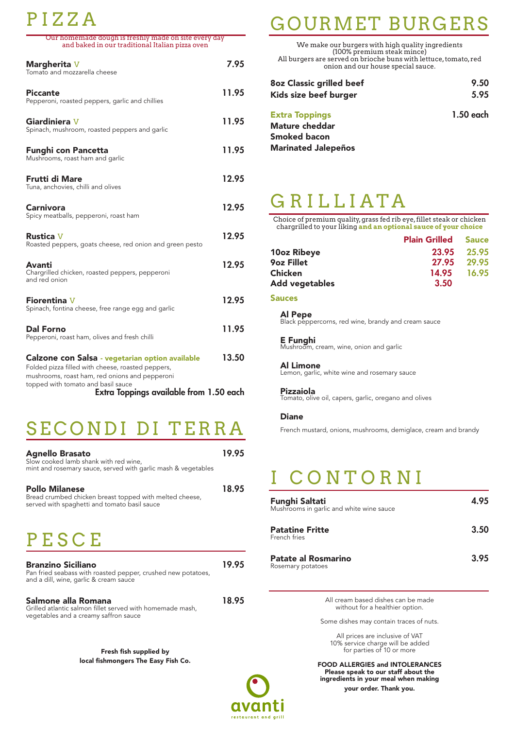# PIZZA

Our homemade dough is freshly made on site every day and baked in our traditional Italian pizza oven

**Margherita** V — **7.95**
Tomato and mozzarella cheese

**Piccante** — **11.95**
Pepperoni, roasted peppers, garlic and chillies

**Giardiniera** V — **11.95**
Spinach, mushroom, roasted peppers and garlic

**Funghi con Pancetta** — **11.95**
Mushrooms, roast ham and garlic

**Frutti di Mare** — **12.95**
Tuna, anchovies, chilli and olives

**Carnivora** — **12.95**
Spicy meatballs, pepperoni, roast ham

**Rustica** V — **12.95**
Roasted peppers, goats cheese, red onion and green pesto

**Avanti** — **12.95**
Chargrilled chicken, roasted peppers, pepperoni and red onion

**Fiorentina** V — **12.95**
Spinach, fontina cheese, free range egg and garlic

**Dal Forno** — **11.95**
Pepperoni, roast ham, olives and fresh chilli

**Calzone con Salsa** - vegetarian option available — **13.50**
Folded pizza filled with cheese, roasted peppers, mushrooms, roast ham, red onions and pepperoni topped with tomato and basil sauce

**Extra Toppings available from 1.50 each**

# SECONDI DI TERRA

**Agnello Brasato** — **19.95**
Slow cooked lamb shank with red wine, mint and rosemary sauce, served with garlic mash & vegetables

**Pollo Milanese** — **18.95**
Bread crumbed chicken breast topped with melted cheese, served with spaghetti and tomato basil sauce

# PESCE

**Branzino Siciliano** — **19.95**
Pan fried seabass with roasted pepper, crushed new potatoes, and a dill, wine, garlic & cream sauce

**Salmone alla Romana** — **18.95**
Grilled atlantic salmon fillet served with homemade mash, vegetables and a creamy saffron sauce

**Fresh fish supplied by local fishmongers The Easy Fish Co.**

# GOURMET BURGERS

We make our burgers with high quality ingredients (100% premium steak mince)
All burgers are served on brioche buns with lettuce, tomato, red onion and our house special sauce.

**8oz Classic grilled beef** — **9.50**
**Kids size beef burger** — **5.95**

**Extra Toppings** — **1.50 each**
**Mature cheddar**
**Smoked bacon**
**Marinated Jalepeños**

# GRILLIATA

Choice of premium quality, grass fed rib eye, fillet steak or chicken chargrilled to your liking **and an optional sauce of your choice**

| | Plain Grilled | Sauce |
|---|---|---|
| **10oz Ribeye** | 23.95 | 25.95 |
| **9oz Fillet** | 27.95 | 29.95 |
| **Chicken** | 14.95 | 16.95 |
| **Add vegetables** | 3.50 | |

**Sauces**

**Al Pepe**
Black peppercorns, red wine, brandy and cream sauce

**E Funghi**
Mushroom, cream, wine, onion and garlic

**Al Limone**
Lemon, garlic, white wine and rosemary sauce

**Pizzaiola**
Tomato, olive oil, capers, garlic, oregano and olives

**Diane**
French mustard, onions, mushrooms, demiglace, cream and brandy

# I CONTORNI

**Funghi Saltati** — **4.95**
Mushrooms in garlic and white wine sauce

**Patatine Fritte** — **3.50**
French fries

**Patate al Rosmarino** — **3.95**
Rosemary potatoes

All cream based dishes can be made without for a healthier option.

Some dishes may contain traces of nuts.

All prices are inclusive of VAT
10% service charge will be added for parties of 10 or more

**FOOD ALLERGIES and INTOLERANCES**
**Please speak to our staff about the ingredients in your meal when making your order. Thank you.**

avanti
restaurant and grill